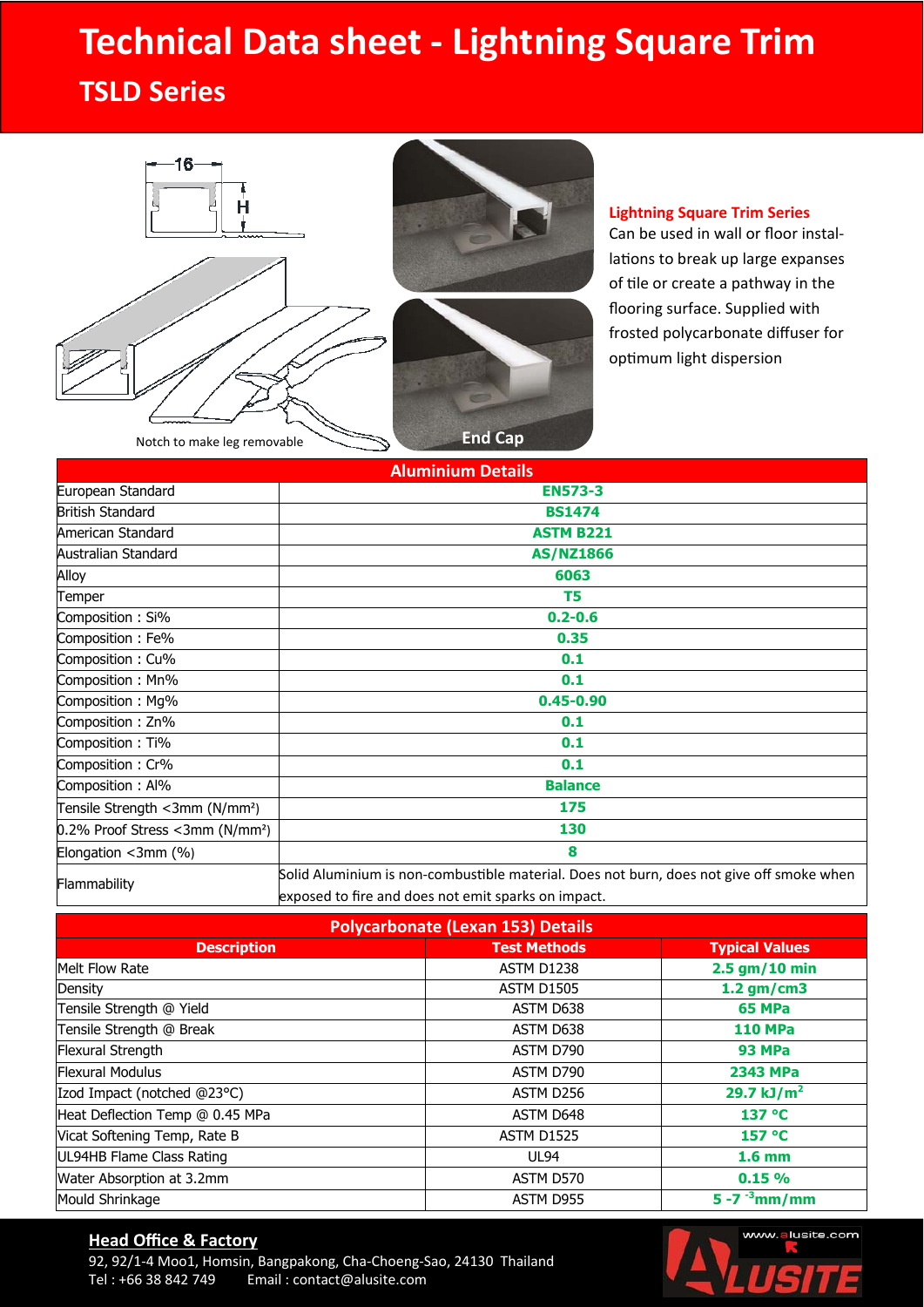# Technical Data sheet - Lightning Square Trim

## TSLD Series

16

H

Notch to make leg removable

End Cap

**Lightning Square Trim Series**

Can be used in wall or floor installations to break up large expanses of tile or create a pathway in the flooring surface. Supplied with frosted polycarbonate diffuser for optimum light dispersion

| Aluminium Details | |
|---|---|
| European Standard | **EN573-3** |
| British Standard | **BS1474** |
| American Standard | **ASTM B221** |
| Australian Standard | **AS/NZ1866** |
| Alloy | **6063** |
| Temper | **T5** |
| Composition : Si% | **0.2-0.6** |
| Composition : Fe% | **0.35** |
| Composition : Cu% | **0.1** |
| Composition : Mn% | **0.1** |
| Composition : Mg% | **0.45-0.90** |
| Composition : Zn% | **0.1** |
| Composition : Ti% | **0.1** |
| Composition : Cr% | **0.1** |
| Composition : Al% | **Balance** |
| Tensile Strength <3mm (N/mm²) | **175** |
| 0.2% Proof Stress <3mm (N/mm²) | **130** |
| Elongation <3mm (%) | **8** |
| Flammability | Solid Aluminium is non-combustible material. Does not burn, does not give off smoke when exposed to fire and does not emit sparks on impact. |

| Polycarbonate (Lexan 153) Details | | |
|---|---|---|
| **Description** | **Test Methods** | **Typical Values** |
| Melt Flow Rate | ASTM D1238 | **2.5 gm/10 min** |
| Density | ASTM D1505 | **1.2 gm/cm3** |
| Tensile Strength @ Yield | ASTM D638 | **65 MPa** |
| Tensile Strength @ Break | ASTM D638 | **110 MPa** |
| Flexural Strength | ASTM D790 | **93 MPa** |
| Flexural Modulus | ASTM D790 | **2343 MPa** |
| Izod Impact (notched @23°C) | ASTM D256 | **29.7 kJ/m²** |
| Heat Deflection Temp @ 0.45 MPa | ASTM D648 | **137 °C** |
| Vicat Softening Temp, Rate B | ASTM D1525 | **157 °C** |
| UL94HB Flame Class Rating | UL94 | **1.6 mm** |
| Water Absorption at 3.2mm | ASTM D570 | **0.15 %** |
| Mould Shrinkage | ASTM D955 | **5 -7 $^{-3}$mm/mm** |

**Head Office & Factory**

92, 92/1-4 Moo1, Homsin, Bangpakong, Cha-Choeng-Sao, 24130 Thailand

Tel : +66 38 842 749 Email : contact@alusite.com

www.alusite.com

ALUSITE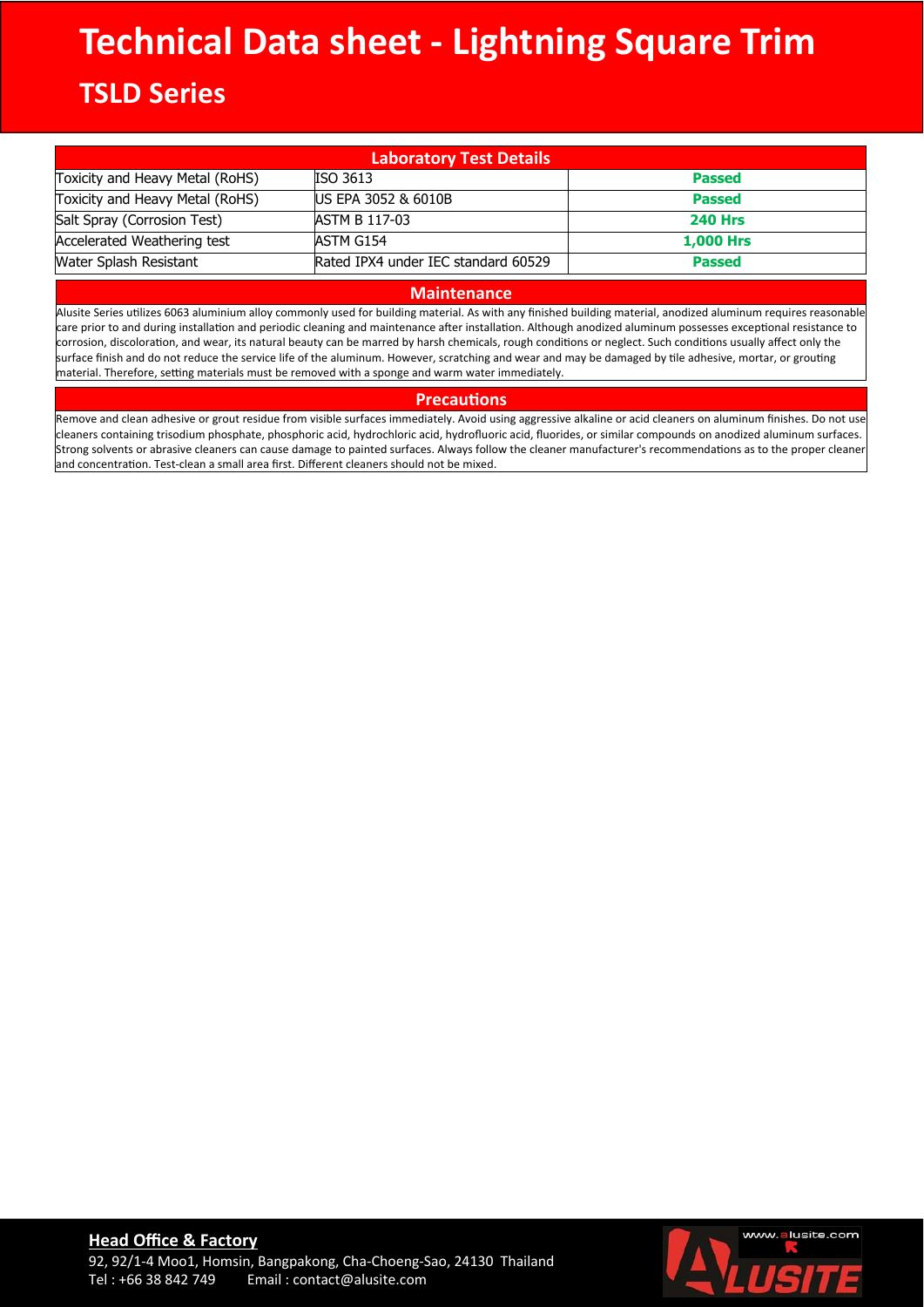# Technical Data sheet - Lightning Square Trim

## TSLD Series

| Laboratory Test Details | | |
|---|---|---|
| Toxicity and Heavy Metal (RoHS) | ISO 3613 | **Passed** |
| Toxicity and Heavy Metal (RoHS) | US EPA 3052 & 6010B | **Passed** |
| Salt Spray (Corrosion Test) | ASTM B 117-03 | **240 Hrs** |
| Accelerated Weathering test | ASTM G154 | **1,000 Hrs** |
| Water Splash Resistant | Rated IPX4 under IEC standard 60529 | **Passed** |

### Maintenance

Alusite Series utilizes 6063 aluminium alloy commonly used for building material. As with any finished building material, anodized aluminum requires reasonable care prior to and during installation and periodic cleaning and maintenance after installation. Although anodized aluminum possesses exceptional resistance to corrosion, discoloration, and wear, its natural beauty can be marred by harsh chemicals, rough conditions or neglect. Such conditions usually affect only the surface finish and do not reduce the service life of the aluminum. However, scratching and wear and may be damaged by tile adhesive, mortar, or grouting material. Therefore, setting materials must be removed with a sponge and warm water immediately.

### Precautions

Remove and clean adhesive or grout residue from visible surfaces immediately. Avoid using aggressive alkaline or acid cleaners on aluminum finishes. Do not use cleaners containing trisodium phosphate, phosphoric acid, hydrochloric acid, hydrofluoric acid, fluorides, or similar compounds on anodized aluminum surfaces. Strong solvents or abrasive cleaners can cause damage to painted surfaces. Always follow the cleaner manufacturer's recommendations as to the proper cleaner and concentration. Test-clean a small area first. Different cleaners should not be mixed.

**Head Office & Factory**

92, 92/1-4 Moo1, Homsin, Bangpakong, Cha-Choeng-Sao, 24130 Thailand

Tel : +66 38 842 749 Email : contact@alusite.com

www.alusite.com